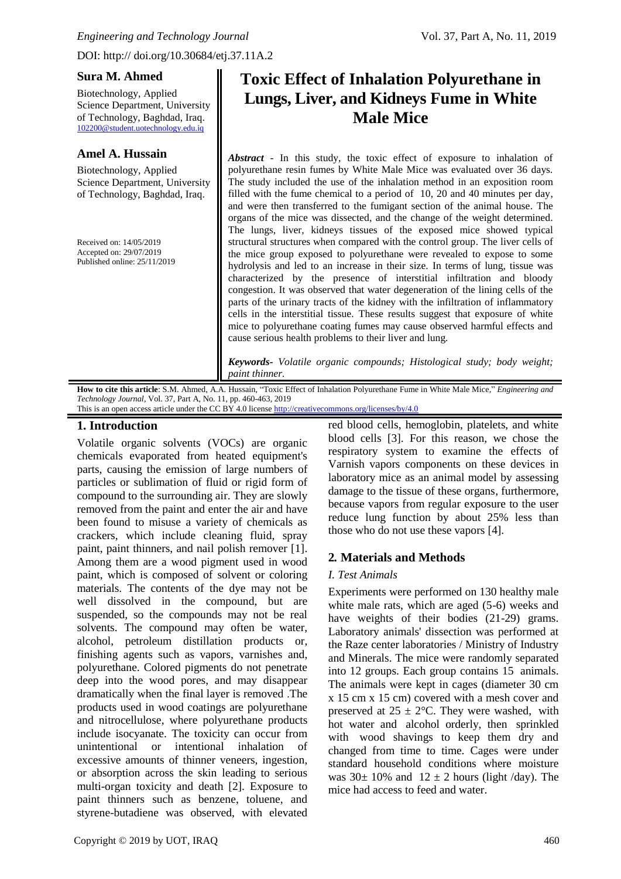# Toxic Effect of Inhalation Polyurethane in Lungs, Liver, and Kidneys Fume in White Male Mice

DOI: http:// doi.org/10.30684/etj.37.11A.2

**Sura M. Ahmed**

Biotechnology, Applied Science Department, University of Technology, Baghdad, Iraq.
102200@student.uotechnology.edu.iq

**Amel A. Hussain**

Biotechnology, Applied Science Department, University of Technology, Baghdad, Iraq.

Received on: 14/05/2019
Accepted on: 29/07/2019
Published online: 25/11/2019

***Abstract*** - In this study, the toxic effect of exposure to inhalation of polyurethane resin fumes by White Male Mice was evaluated over 36 days. The study included the use of the inhalation method in an exposition room filled with the fume chemical to a period of 10, 20 and 40 minutes per day, and were then transferred to the fumigant section of the animal house. The organs of the mice was dissected, and the change of the weight determined. The lungs, liver, kidneys tissues of the exposed mice showed typical structural structures when compared with the control group. The liver cells of the mice group exposed to polyurethane were revealed to expose to some hydrolysis and led to an increase in their size. In terms of lung, tissue was characterized by the presence of interstitial infiltration and bloody congestion. It was observed that water degeneration of the lining cells of the parts of the urinary tracts of the kidney with the infiltration of inflammatory cells in the interstitial tissue. These results suggest that exposure of white mice to polyurethane coating fumes may cause observed harmful effects and cause serious health problems to their liver and lung.

***Keywords***- *Volatile organic compounds; Histological study; body weight; paint thinner.*

**How to cite this article**: S.M. Ahmed, A.A. Hussain, "Toxic Effect of Inhalation Polyurethane Fume in White Male Mice," *Engineering and Technology Journal*, Vol. 37, Part A, No. 11, pp. 460-463, 2019
This is an open access article under the CC BY 4.0 license http://creativecommons.org/licenses/by/4.0

## 1. Introduction

Volatile organic solvents (VOCs) are organic chemicals evaporated from heated equipment's parts, causing the emission of large numbers of particles or sublimation of fluid or rigid form of compound to the surrounding air. They are slowly removed from the paint and enter the air and have been found to misuse a variety of chemicals as crackers, which include cleaning fluid, spray paint, paint thinners, and nail polish remover [1]. Among them are a wood pigment used in wood paint, which is composed of solvent or coloring materials. The contents of the dye may not be well dissolved in the compound, but are suspended, so the compounds may not be real solvents. The compound may often be water, alcohol, petroleum distillation products or, finishing agents such as vapors, varnishes and, polyurethane. Colored pigments do not penetrate deep into the wood pores, and may disappear dramatically when the final layer is removed .The products used in wood coatings are polyurethane and nitrocellulose, where polyurethane products include isocyanate. The toxicity can occur from unintentional or intentional inhalation of excessive amounts of thinner veneers, ingestion, or absorption across the skin leading to serious multi-organ toxicity and death [2]. Exposure to paint thinners such as benzene, toluene, and styrene-butadiene was observed, with elevated red blood cells, hemoglobin, platelets, and white blood cells [3]. For this reason, we chose the respiratory system to examine the effects of Varnish vapors components on these devices in laboratory mice as an animal model by assessing damage to the tissue of these organs, furthermore, because vapors from regular exposure to the user reduce lung function by about 25% less than those who do not use these vapors [4].

## 2. Materials and Methods

### *I. Test Animals*

Experiments were performed on 130 healthy male white male rats, which are aged (5-6) weeks and have weights of their bodies (21-29) grams. Laboratory animals' dissection was performed at the Raze center laboratories / Ministry of Industry and Minerals. The mice were randomly separated into 12 groups. Each group contains 15 animals. The animals were kept in cages (diameter 30 cm x 15 cm x 15 cm) covered with a mesh cover and preserved at 25 ± 2°C. They were washed, with hot water and alcohol orderly, then sprinkled with wood shavings to keep them dry and changed from time to time. Cages were under standard household conditions where moisture was 30± 10% and 12 ± 2 hours (light /day). The mice had access to feed and water.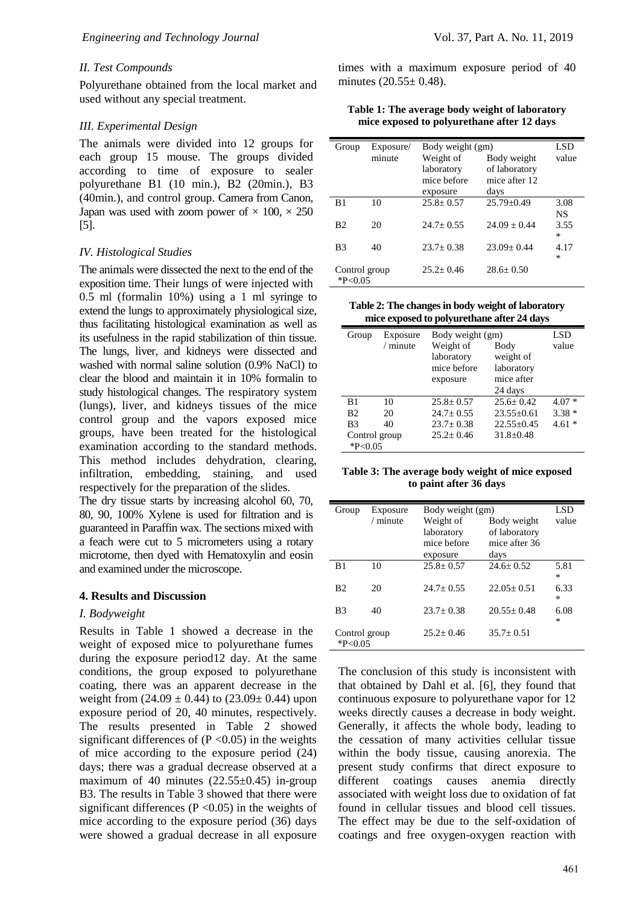### II. Test Compounds

Polyurethane obtained from the local market and used without any special treatment.

### III. Experimental Design

The animals were divided into 12 groups for each group 15 mouse. The groups divided according to time of exposure to sealer polyurethane B1 (10 min.), B2 (20min.), B3 (40min.), and control group. Camera from Canon, Japan was used with zoom power of $\times$ 100, $\times$ 250 [5].

### IV. Histological Studies

The animals were dissected the next to the end of the exposition time. Their lungs of were injected with 0.5 ml (formalin 10%) using a 1 ml syringe to extend the lungs to approximately physiological size, thus facilitating histological examination as well as its usefulness in the rapid stabilization of thin tissue. The lungs, liver, and kidneys were dissected and washed with normal saline solution (0.9% NaCl) to clear the blood and maintain it in 10% formalin to study histological changes. The respiratory system (lungs), liver, and kidneys tissues of the mice control group and the vapors exposed mice groups, have been treated for the histological examination according to the standard methods. This method includes dehydration, clearing, infiltration, embedding, staining, and used respectively for the preparation of the slides.

The dry tissue starts by increasing alcohol 60, 70, 80, 90, 100% Xylene is used for filtration and is guaranteed in Paraffin wax. The sections mixed with a feach were cut to 5 micrometers using a rotary microtome, then dyed with Hematoxylin and eosin and examined under the microscope.

## 4. Results and Discussion

### I. Bodyweight

Results in Table 1 showed a decrease in the weight of exposed mice to polyurethane fumes during the exposure period12 day. At the same conditions, the group exposed to polyurethane coating, there was an apparent decrease in the weight from (24.09 ± 0.44) to (23.09± 0.44) upon exposure period of 20, 40 minutes, respectively. The results presented in Table 2 showed significant differences of ($P < 0.05$) in the weights of mice according to the exposure period (24) days; there was a gradual decrease observed at a maximum of 40 minutes (22.55±0.45) in-group B3. The results in Table 3 showed that there were significant differences ($P < 0.05$) in the weights of mice according to the exposure period (36) days were showed a gradual decrease in all exposure times with a maximum exposure period of 40 minutes (20.55± 0.48).

**Table 1: The average body weight of laboratory mice exposed to polyurethane after 12 days**

| Group | Exposure/ minute | Body weight (gm) | | LSD value |
|---|---|---|---|---|
| | | Weight of laboratory mice before exposure | Body weight of laboratory mice after 12 days | |
| B1 | 10 | 25.8± 0.57 | 25.79±0.49 | 3.08 NS |
| B2 | 20 | 24.7± 0.55 | 24.09 ± 0.44 | 3.55 * |
| B3 | 40 | 23.7± 0.38 | 23.09± 0.44 | 4.17 * |
| Control group *P<0.05 | | 25.2± 0.46 | 28.6± 0.50 | |

**Table 2: The changes in body weight of laboratory mice exposed to polyurethane after 24 days**

| Group | Exposure / minute | Body weight (gm) | | LSD value |
|---|---|---|---|---|
| | | Weight of laboratory mice before exposure | Body weight of laboratory mice after 24 days | |
| B1 | 10 | 25.8± 0.57 | 25.6± 0.42 | 4.07 * |
| B2 | 20 | 24.7± 0.55 | 23.55±0.61 | 3.38 * |
| B3 | 40 | 23.7± 0.38 | 22.55±0.45 | 4.61 * |
| Control group *P<0.05 | | 25.2± 0.46 | 31.8±0.48 | |

**Table 3: The average body weight of mice exposed to paint after 36 days**

| Group | Exposure / minute | Body weight (gm) | | LSD value |
|---|---|---|---|---|
| | | Weight of laboratory mice before exposure | Body weight of laboratory mice after 36 days | |
| B1 | 10 | 25.8± 0.57 | 24.6± 0.52 | 5.81 * |
| B2 | 20 | 24.7± 0.55 | 22.05± 0.51 | 6.33 * |
| B3 | 40 | 23.7± 0.38 | 20.55± 0.48 | 6.08 * |
| Control group *P<0.05 | | 25.2± 0.46 | 35.7± 0.51 | |

The conclusion of this study is inconsistent with that obtained by Dahl et al. [6], they found that continuous exposure to polyurethane vapor for 12 weeks directly causes a decrease in body weight. Generally, it affects the whole body, leading to the cessation of many activities cellular tissue within the body tissue, causing anorexia. The present study confirms that direct exposure to different coatings causes anemia directly associated with weight loss due to oxidation of fat found in cellular tissues and blood cell tissues. The effect may be due to the self-oxidation of coatings and free oxygen-oxygen reaction with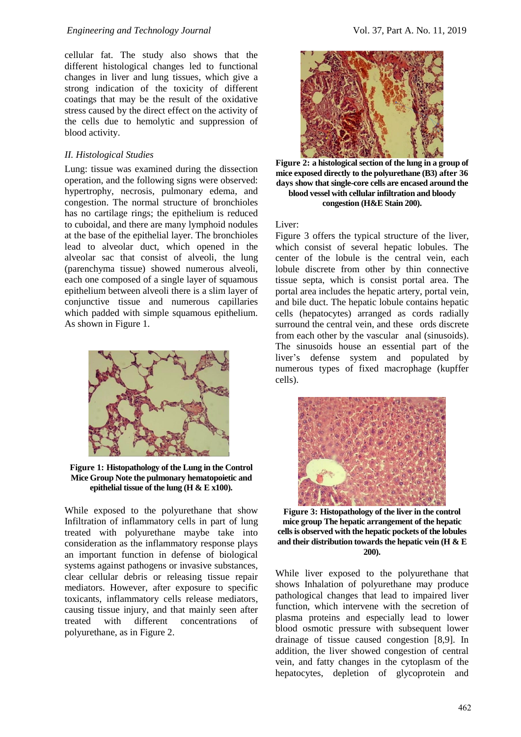cellular fat. The study also shows that the different histological changes led to functional changes in liver and lung tissues, which give a strong indication of the toxicity of different coatings that may be the result of the oxidative stress caused by the direct effect on the activity of the cells due to hemolytic and suppression of blood activity.

### *II. Histological Studies*

Lung: tissue was examined during the dissection operation, and the following signs were observed: hypertrophy, necrosis, pulmonary edema, and congestion. The normal structure of bronchioles has no cartilage rings; the epithelium is reduced to cuboidal, and there are many lymphoid nodules at the base of the epithelial layer. The bronchioles lead to alveolar duct, which opened in the alveolar sac that consist of alveoli, the lung (parenchyma tissue) showed numerous alveoli, each one composed of a single layer of squamous epithelium between alveoli there is a slim layer of conjunctive tissue and numerous capillaries which padded with simple squamous epithelium. As shown in Figure 1.

**Figure 1: Histopathology of the Lung in the Control Mice Group Note the pulmonary hematopoietic and epithelial tissue of the lung (H & E x100).**

While exposed to the polyurethane that show Infiltration of inflammatory cells in part of lung treated with polyurethane maybe take into consideration as the inflammatory response plays an important function in defense of biological systems against pathogens or invasive substances, clear cellular debris or releasing tissue repair mediators. However, after exposure to specific toxicants, inflammatory cells release mediators, causing tissue injury, and that mainly seen after treated with different concentrations of polyurethane, as in Figure 2.

**Figure 2: a histological section of the lung in a group of mice exposed directly to the polyurethane (B3) after 36 days show that single-core cells are encased around the blood vessel with cellular infiltration and bloody congestion (H&E Stain 200).**

Liver:

Figure 3 offers the typical structure of the liver, which consist of several hepatic lobules. The center of the lobule is the central vein, each lobule discrete from other by thin connective tissue septa, which is consist portal area. The portal area includes the hepatic artery, portal vein, and bile duct. The hepatic lobule contains hepatic cells (hepatocytes) arranged as cords radially surround the central vein, and these ords discrete from each other by the vascular anal (sinusoids). The sinusoids house an essential part of the liver's defense system and populated by numerous types of fixed macrophage (kupffer cells).

**Figure 3: Histopathology of the liver in the control mice group The hepatic arrangement of the hepatic cells is observed with the hepatic pockets of the lobules and their distribution towards the hepatic vein (H & E 200).**

While liver exposed to the polyurethane that shows Inhalation of polyurethane may produce pathological changes that lead to impaired liver function, which intervene with the secretion of plasma proteins and especially lead to lower blood osmotic pressure with subsequent lower drainage of tissue caused congestion [8,9]. In addition, the liver showed congestion of central vein, and fatty changes in the cytoplasm of the hepatocytes, depletion of glycoprotein and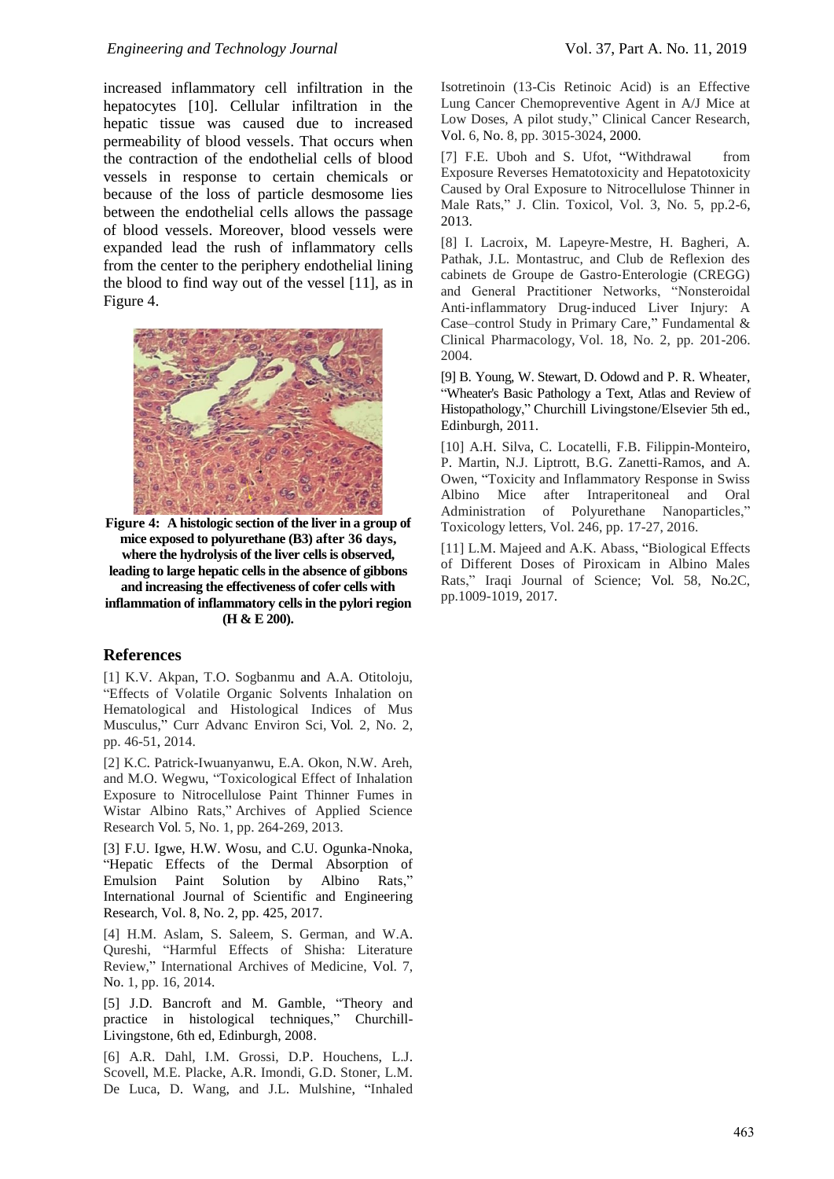increased inflammatory cell infiltration in the hepatocytes [10]. Cellular infiltration in the hepatic tissue was caused due to increased permeability of blood vessels. That occurs when the contraction of the endothelial cells of blood vessels in response to certain chemicals or because of the loss of particle desmosome lies between the endothelial cells allows the passage of blood vessels. Moreover, blood vessels were expanded lead the rush of inflammatory cells from the center to the periphery endothelial lining the blood to find way out of the vessel [11], as in Figure 4.

**Figure 4: A histologic section of the liver in a group of mice exposed to polyurethane (B3) after 36 days, where the hydrolysis of the liver cells is observed, leading to large hepatic cells in the absence of gibbons and increasing the effectiveness of cofer cells with inflammation of inflammatory cells in the pylori region (H & E 200).**

## References

[1] K.V. Akpan, T.O. Sogbanmu and A.A. Otitoloju, "Effects of Volatile Organic Solvents Inhalation on Hematological and Histological Indices of Mus Musculus," Curr Advanc Environ Sci, Vol. 2, No. 2, pp. 46-51, 2014.

[2] K.C. Patrick-Iwuanyanwu, E.A. Okon, N.W. Areh, and M.O. Wegwu, "Toxicological Effect of Inhalation Exposure to Nitrocellulose Paint Thinner Fumes in Wistar Albino Rats," Archives of Applied Science Research Vol. 5, No. 1, pp. 264-269, 2013.

[3] F.U. Igwe, H.W. Wosu, and C.U. Ogunka-Nnoka, "Hepatic Effects of the Dermal Absorption of Emulsion Paint Solution by Albino Rats," International Journal of Scientific and Engineering Research, Vol. 8, No. 2, pp. 425, 2017.

[4] H.M. Aslam, S. Saleem, S. German, and W.A. Qureshi, "Harmful Effects of Shisha: Literature Review," International Archives of Medicine, Vol. 7, No. 1, pp. 16, 2014.

[5] J.D. Bancroft and M. Gamble, "Theory and practice in histological techniques," Churchill-Livingstone, 6th ed, Edinburgh, 2008.

[6] A.R. Dahl, I.M. Grossi, D.P. Houchens, L.J. Scovell, M.E. Placke, A.R. Imondi, G.D. Stoner, L.M. De Luca, D. Wang, and J.L. Mulshine, "Inhaled Isotretinoin (13-Cis Retinoic Acid) is an Effective Lung Cancer Chemopreventive Agent in A/J Mice at Low Doses, A pilot study," Clinical Cancer Research, Vol. 6, No. 8, pp. 3015-3024, 2000.

[7] F.E. Uboh and S. Ufot, "Withdrawal from Exposure Reverses Hematotoxicity and Hepatotoxicity Caused by Oral Exposure to Nitrocellulose Thinner in Male Rats," J. Clin. Toxicol, Vol. 3, No. 5, pp.2-6, 2013.

[8] I. Lacroix, M. Lapeyre-Mestre, H. Bagheri, A. Pathak, J.L. Montastruc, and Club de Reflexion des cabinets de Groupe de Gastro-Enterologie (CREGG) and General Practitioner Networks, "Nonsteroidal Anti-inflammatory Drug-induced Liver Injury: A Case–control Study in Primary Care," Fundamental & Clinical Pharmacology, Vol. 18, No. 2, pp. 201-206. 2004.

[9] B. Young, W. Stewart, D. Odowd and P. R. Wheater, "Wheater's Basic Pathology a Text, Atlas and Review of Histopathology," Churchill Livingstone/Elsevier 5th ed., Edinburgh, 2011.

[10] A.H. Silva, C. Locatelli, F.B. Filippin-Monteiro, P. Martin, N.J. Liptrott, B.G. Zanetti-Ramos, and A. Owen, "Toxicity and Inflammatory Response in Swiss Albino Mice after Intraperitoneal and Oral Administration of Polyurethane Nanoparticles," Toxicology letters, Vol. 246, pp. 17-27, 2016.

[11] L.M. Majeed and A.K. Abass, "Biological Effects of Different Doses of Piroxicam in Albino Males Rats," Iraqi Journal of Science; Vol. 58, No.2C, pp.1009-1019, 2017.